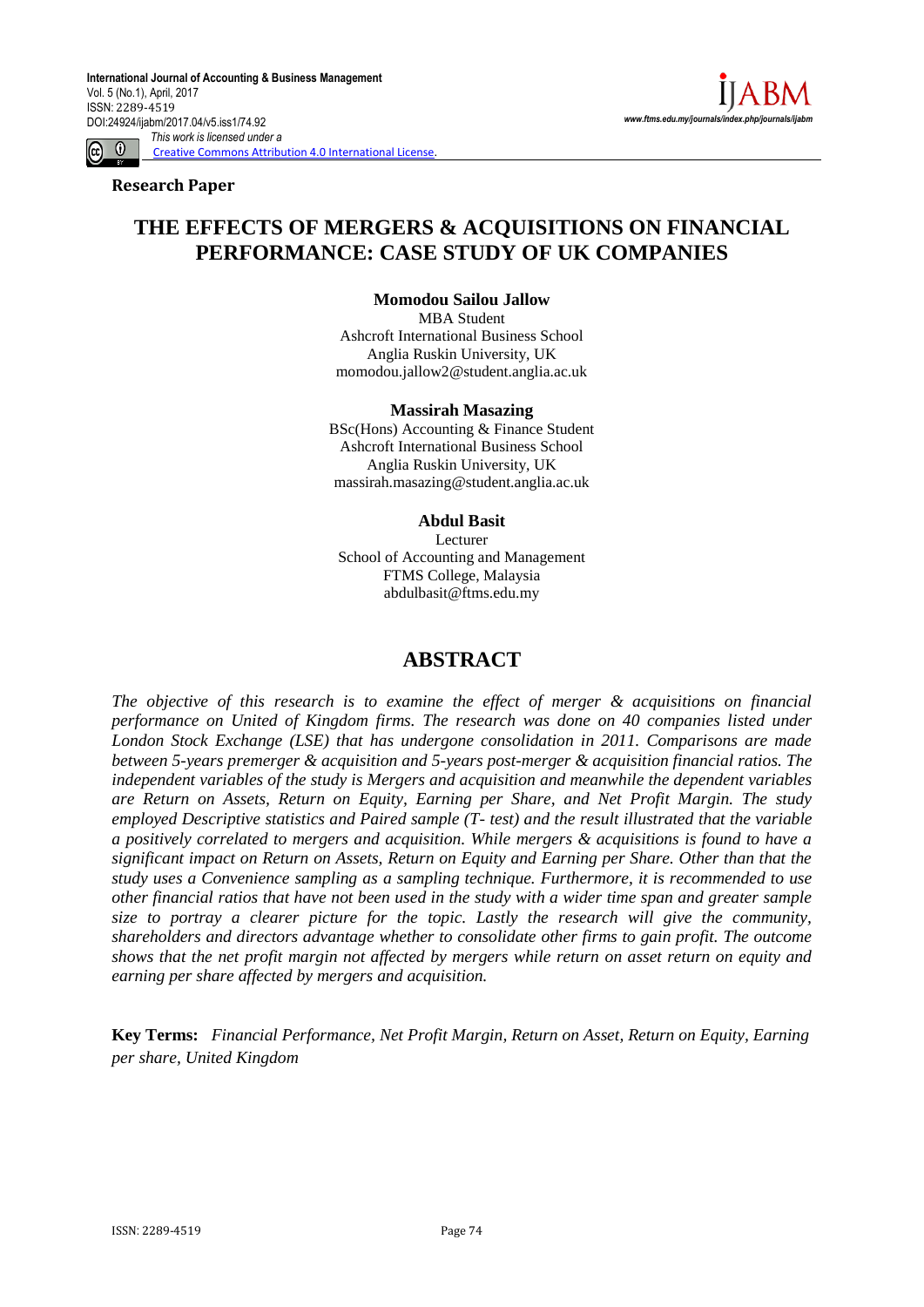**Research Paper**

# THE EFFECTS OF MERGERS & ACQUISITIONS ON FINANCIAL PERFORMANCE: CASE STUDY OF UK COMPANIES

**Momodou Sailou Jallow**
MBA Student
Ashcroft International Business School
Anglia Ruskin University, UK
momodou.jallow2@student.anglia.ac.uk

**Massirah Masazing**
BSc(Hons) Accounting & Finance Student
Ashcroft International Business School
Anglia Ruskin University, UK
massirah.masazing@student.anglia.ac.uk

**Abdul Basit**
Lecturer
School of Accounting and Management
FTMS College, Malaysia
abdulbasit@ftms.edu.my

## ABSTRACT

*The objective of this research is to examine the effect of merger & acquisitions on financial performance on United of Kingdom firms. The research was done on 40 companies listed under London Stock Exchange (LSE) that has undergone consolidation in 2011. Comparisons are made between 5-years premerger & acquisition and 5-years post-merger & acquisition financial ratios. The independent variables of the study is Mergers and acquisition and meanwhile the dependent variables are Return on Assets, Return on Equity, Earning per Share, and Net Profit Margin. The study employed Descriptive statistics and Paired sample (T- test) and the result illustrated that the variable a positively correlated to mergers and acquisition. While mergers & acquisitions is found to have a significant impact on Return on Assets, Return on Equity and Earning per Share. Other than that the study uses a Convenience sampling as a sampling technique. Furthermore, it is recommended to use other financial ratios that have not been used in the study with a wider time span and greater sample size to portray a clearer picture for the topic. Lastly the research will give the community, shareholders and directors advantage whether to consolidate other firms to gain profit. The outcome shows that the net profit margin not affected by mergers while return on asset return on equity and earning per share affected by mergers and acquisition.*

**Key Terms:** *Financial Performance, Net Profit Margin, Return on Asset, Return on Equity, Earning per share, United Kingdom*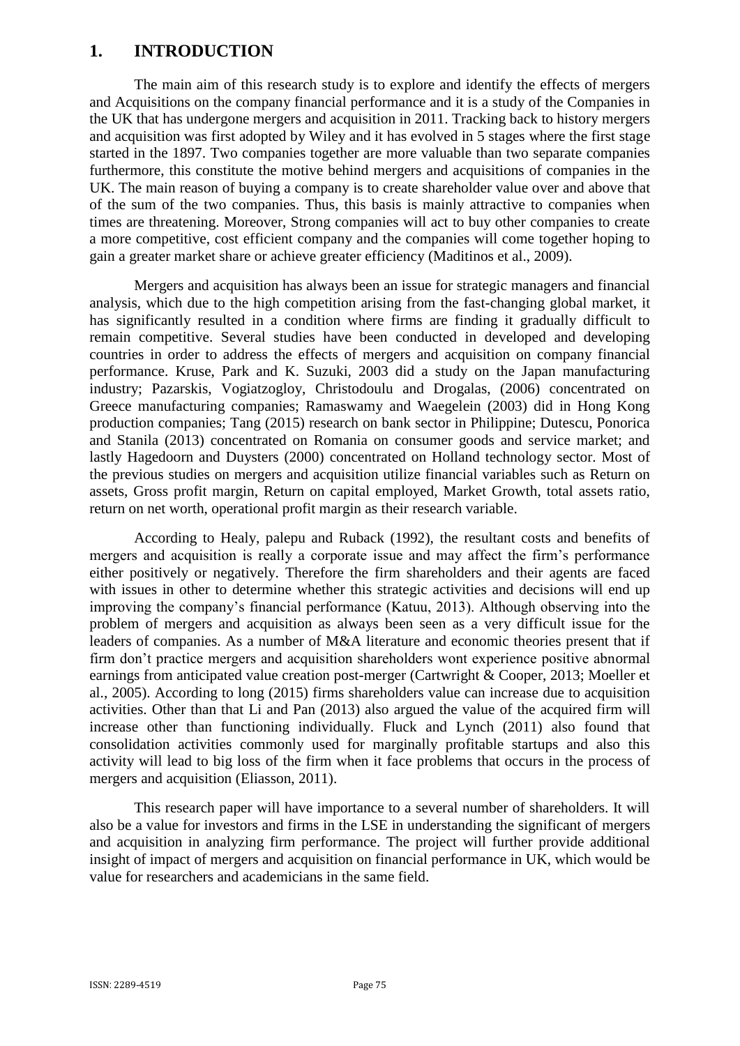# 1. INTRODUCTION

The main aim of this research study is to explore and identify the effects of mergers and Acquisitions on the company financial performance and it is a study of the Companies in the UK that has undergone mergers and acquisition in 2011. Tracking back to history mergers and acquisition was first adopted by Wiley and it has evolved in 5 stages where the first stage started in the 1897. Two companies together are more valuable than two separate companies furthermore, this constitute the motive behind mergers and acquisitions of companies in the UK. The main reason of buying a company is to create shareholder value over and above that of the sum of the two companies. Thus, this basis is mainly attractive to companies when times are threatening. Moreover, Strong companies will act to buy other companies to create a more competitive, cost efficient company and the companies will come together hoping to gain a greater market share or achieve greater efficiency (Maditinos et al., 2009).

Mergers and acquisition has always been an issue for strategic managers and financial analysis, which due to the high competition arising from the fast-changing global market, it has significantly resulted in a condition where firms are finding it gradually difficult to remain competitive. Several studies have been conducted in developed and developing countries in order to address the effects of mergers and acquisition on company financial performance. Kruse, Park and K. Suzuki, 2003 did a study on the Japan manufacturing industry; Pazarskis, Vogiatzogloy, Christodoulu and Drogalas, (2006) concentrated on Greece manufacturing companies; Ramaswamy and Waegelein (2003) did in Hong Kong production companies; Tang (2015) research on bank sector in Philippine; Dutescu, Ponorica and Stanila (2013) concentrated on Romania on consumer goods and service market; and lastly Hagedoorn and Duysters (2000) concentrated on Holland technology sector. Most of the previous studies on mergers and acquisition utilize financial variables such as Return on assets, Gross profit margin, Return on capital employed, Market Growth, total assets ratio, return on net worth, operational profit margin as their research variable.

According to Healy, palepu and Ruback (1992), the resultant costs and benefits of mergers and acquisition is really a corporate issue and may affect the firm's performance either positively or negatively. Therefore the firm shareholders and their agents are faced with issues in other to determine whether this strategic activities and decisions will end up improving the company's financial performance (Katuu, 2013). Although observing into the problem of mergers and acquisition as always been seen as a very difficult issue for the leaders of companies. As a number of M&A literature and economic theories present that if firm don't practice mergers and acquisition shareholders wont experience positive abnormal earnings from anticipated value creation post-merger (Cartwright & Cooper, 2013; Moeller et al., 2005). According to long (2015) firms shareholders value can increase due to acquisition activities. Other than that Li and Pan (2013) also argued the value of the acquired firm will increase other than functioning individually. Fluck and Lynch (2011) also found that consolidation activities commonly used for marginally profitable startups and also this activity will lead to big loss of the firm when it face problems that occurs in the process of mergers and acquisition (Eliasson, 2011).

This research paper will have importance to a several number of shareholders. It will also be a value for investors and firms in the LSE in understanding the significant of mergers and acquisition in analyzing firm performance. The project will further provide additional insight of impact of mergers and acquisition on financial performance in UK, which would be value for researchers and academicians in the same field.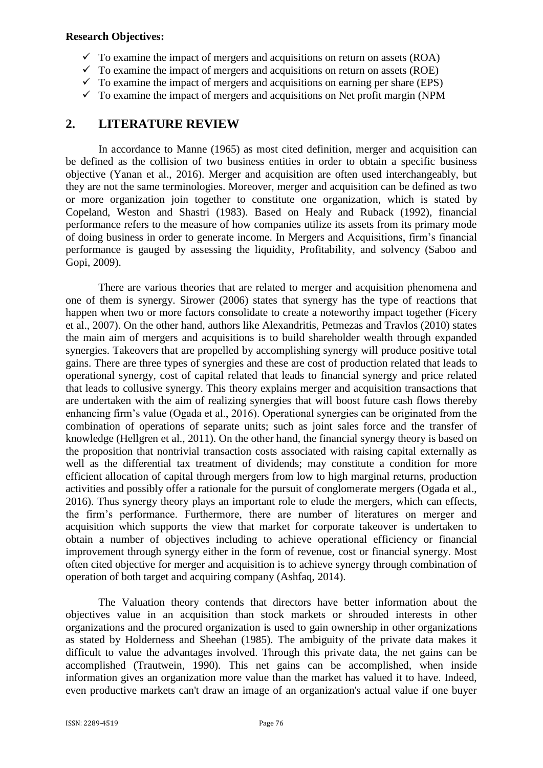**Research Objectives:**

- ✓ To examine the impact of mergers and acquisitions on return on assets (ROA)
- ✓ To examine the impact of mergers and acquisitions on return on assets (ROE)
- ✓ To examine the impact of mergers and acquisitions on earning per share (EPS)
- ✓ To examine the impact of mergers and acquisitions on Net profit margin (NPM

## 2. LITERATURE REVIEW

In accordance to Manne (1965) as most cited definition, merger and acquisition can be defined as the collision of two business entities in order to obtain a specific business objective (Yanan et al., 2016). Merger and acquisition are often used interchangeably, but they are not the same terminologies. Moreover, merger and acquisition can be defined as two or more organization join together to constitute one organization, which is stated by Copeland, Weston and Shastri (1983). Based on Healy and Ruback (1992), financial performance refers to the measure of how companies utilize its assets from its primary mode of doing business in order to generate income. In Mergers and Acquisitions, firm's financial performance is gauged by assessing the liquidity, Profitability, and solvency (Saboo and Gopi, 2009).

There are various theories that are related to merger and acquisition phenomena and one of them is synergy. Sirower (2006) states that synergy has the type of reactions that happen when two or more factors consolidate to create a noteworthy impact together (Ficery et al., 2007). On the other hand, authors like Alexandritis, Petmezas and Travlos (2010) states the main aim of mergers and acquisitions is to build shareholder wealth through expanded synergies. Takeovers that are propelled by accomplishing synergy will produce positive total gains. There are three types of synergies and these are cost of production related that leads to operational synergy, cost of capital related that leads to financial synergy and price related that leads to collusive synergy. This theory explains merger and acquisition transactions that are undertaken with the aim of realizing synergies that will boost future cash flows thereby enhancing firm's value (Ogada et al., 2016). Operational synergies can be originated from the combination of operations of separate units; such as joint sales force and the transfer of knowledge (Hellgren et al., 2011). On the other hand, the financial synergy theory is based on the proposition that nontrivial transaction costs associated with raising capital externally as well as the differential tax treatment of dividends; may constitute a condition for more efficient allocation of capital through mergers from low to high marginal returns, production activities and possibly offer a rationale for the pursuit of conglomerate mergers (Ogada et al., 2016). Thus synergy theory plays an important role to elude the mergers, which can effects, the firm's performance. Furthermore, there are number of literatures on merger and acquisition which supports the view that market for corporate takeover is undertaken to obtain a number of objectives including to achieve operational efficiency or financial improvement through synergy either in the form of revenue, cost or financial synergy. Most often cited objective for merger and acquisition is to achieve synergy through combination of operation of both target and acquiring company (Ashfaq, 2014).

The Valuation theory contends that directors have better information about the objectives value in an acquisition than stock markets or shrouded interests in other organizations and the procured organization is used to gain ownership in other organizations as stated by Holderness and Sheehan (1985). The ambiguity of the private data makes it difficult to value the advantages involved. Through this private data, the net gains can be accomplished (Trautwein, 1990). This net gains can be accomplished, when inside information gives an organization more value than the market has valued it to have. Indeed, even productive markets can't draw an image of an organization's actual value if one buyer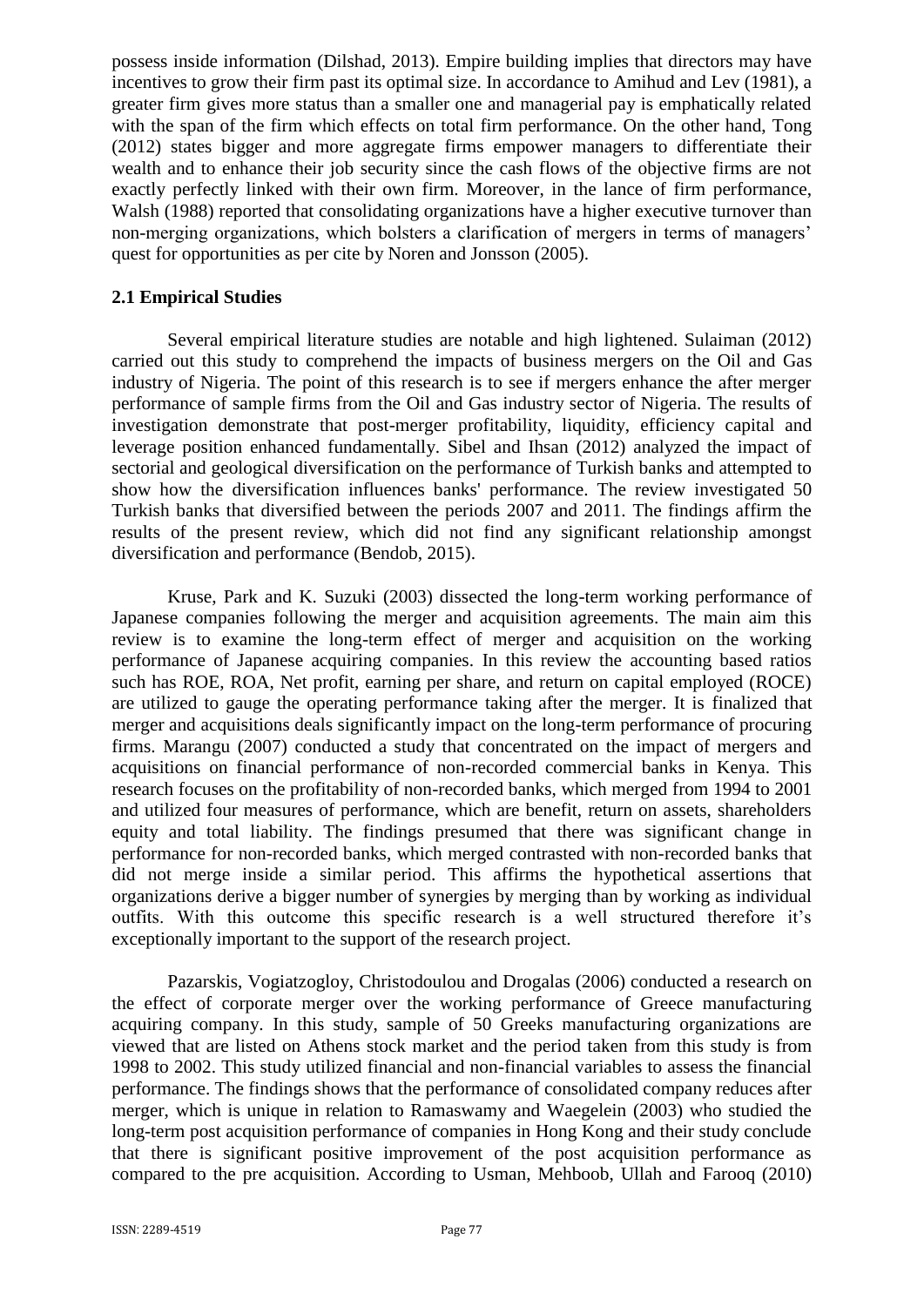possess inside information (Dilshad, 2013). Empire building implies that directors may have incentives to grow their firm past its optimal size. In accordance to Amihud and Lev (1981), a greater firm gives more status than a smaller one and managerial pay is emphatically related with the span of the firm which effects on total firm performance. On the other hand, Tong (2012) states bigger and more aggregate firms empower managers to differentiate their wealth and to enhance their job security since the cash flows of the objective firms are not exactly perfectly linked with their own firm. Moreover, in the lance of firm performance, Walsh (1988) reported that consolidating organizations have a higher executive turnover than non-merging organizations, which bolsters a clarification of mergers in terms of managers' quest for opportunities as per cite by Noren and Jonsson (2005).

## 2.1 Empirical Studies

Several empirical literature studies are notable and high lightened. Sulaiman (2012) carried out this study to comprehend the impacts of business mergers on the Oil and Gas industry of Nigeria. The point of this research is to see if mergers enhance the after merger performance of sample firms from the Oil and Gas industry sector of Nigeria. The results of investigation demonstrate that post-merger profitability, liquidity, efficiency capital and leverage position enhanced fundamentally. Sibel and Ihsan (2012) analyzed the impact of sectorial and geological diversification on the performance of Turkish banks and attempted to show how the diversification influences banks' performance. The review investigated 50 Turkish banks that diversified between the periods 2007 and 2011. The findings affirm the results of the present review, which did not find any significant relationship amongst diversification and performance (Bendob, 2015).

Kruse, Park and K. Suzuki (2003) dissected the long-term working performance of Japanese companies following the merger and acquisition agreements. The main aim this review is to examine the long-term effect of merger and acquisition on the working performance of Japanese acquiring companies. In this review the accounting based ratios such has ROE, ROA, Net profit, earning per share, and return on capital employed (ROCE) are utilized to gauge the operating performance taking after the merger. It is finalized that merger and acquisitions deals significantly impact on the long-term performance of procuring firms. Marangu (2007) conducted a study that concentrated on the impact of mergers and acquisitions on financial performance of non-recorded commercial banks in Kenya. This research focuses on the profitability of non-recorded banks, which merged from 1994 to 2001 and utilized four measures of performance, which are benefit, return on assets, shareholders equity and total liability. The findings presumed that there was significant change in performance for non-recorded banks, which merged contrasted with non-recorded banks that did not merge inside a similar period. This affirms the hypothetical assertions that organizations derive a bigger number of synergies by merging than by working as individual outfits. With this outcome this specific research is a well structured therefore it's exceptionally important to the support of the research project.

Pazarskis, Vogiatzogloy, Christodoulou and Drogalas (2006) conducted a research on the effect of corporate merger over the working performance of Greece manufacturing acquiring company. In this study, sample of 50 Greeks manufacturing organizations are viewed that are listed on Athens stock market and the period taken from this study is from 1998 to 2002. This study utilized financial and non-financial variables to assess the financial performance. The findings shows that the performance of consolidated company reduces after merger, which is unique in relation to Ramaswamy and Waegelein (2003) who studied the long-term post acquisition performance of companies in Hong Kong and their study conclude that there is significant positive improvement of the post acquisition performance as compared to the pre acquisition. According to Usman, Mehboob, Ullah and Farooq (2010)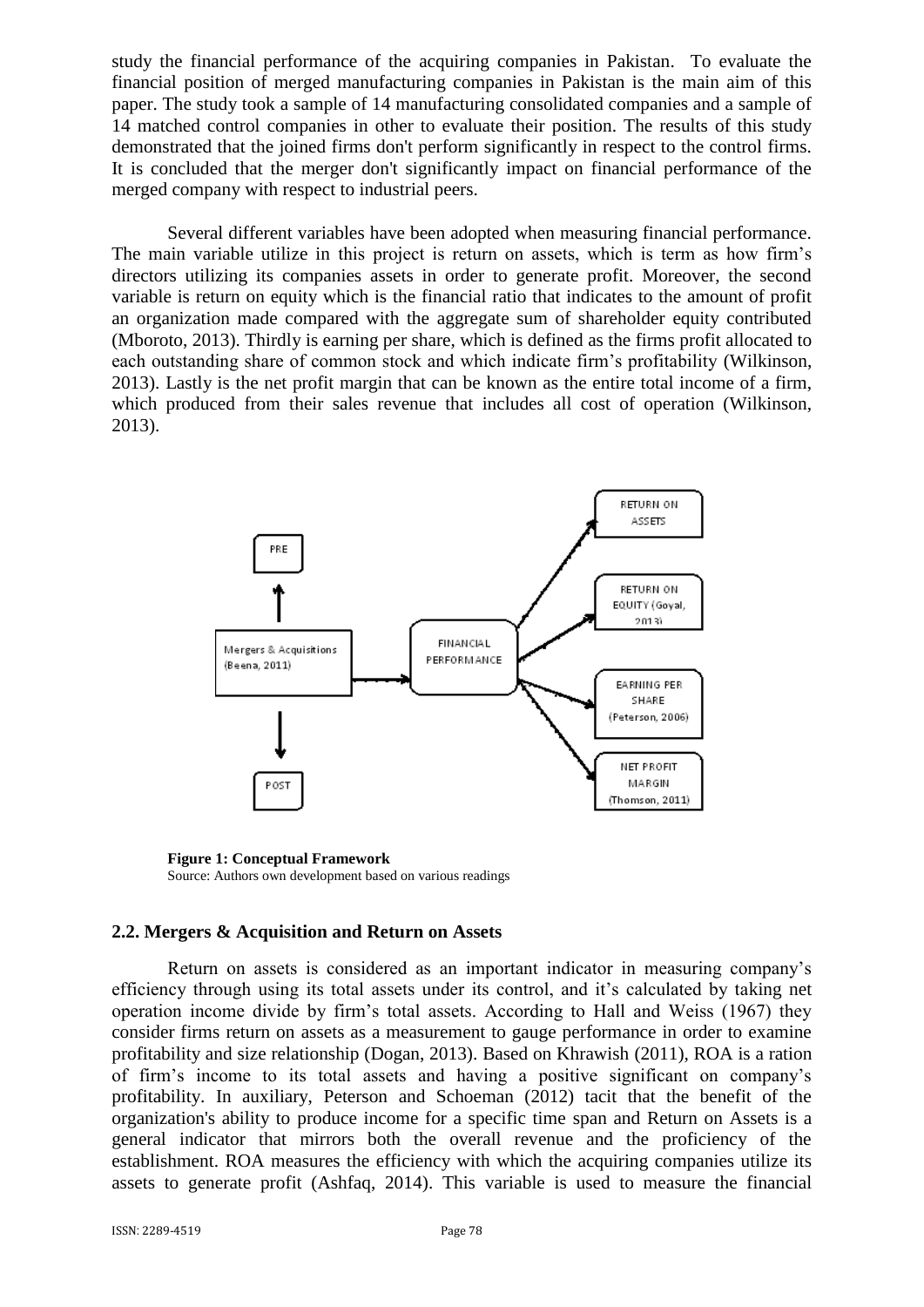study the financial performance of the acquiring companies in Pakistan. To evaluate the financial position of merged manufacturing companies in Pakistan is the main aim of this paper. The study took a sample of 14 manufacturing consolidated companies and a sample of 14 matched control companies in other to evaluate their position. The results of this study demonstrated that the joined firms don't perform significantly in respect to the control firms. It is concluded that the merger don't significantly impact on financial performance of the merged company with respect to industrial peers.

Several different variables have been adopted when measuring financial performance. The main variable utilize in this project is return on assets, which is term as how firm's directors utilizing its companies assets in order to generate profit. Moreover, the second variable is return on equity which is the financial ratio that indicates to the amount of profit an organization made compared with the aggregate sum of shareholder equity contributed (Mboroto, 2013). Thirdly is earning per share, which is defined as the firms profit allocated to each outstanding share of common stock and which indicate firm's profitability (Wilkinson, 2013). Lastly is the net profit margin that can be known as the entire total income of a firm, which produced from their sales revenue that includes all cost of operation (Wilkinson, 2013).

PRE

Mergers & Acquisitions (Beena, 2011)

POST

FINANCIAL PERFORMANCE

RETURN ON ASSETS

RETURN ON EQUITY (Goyal, 2013)

EARNING PER SHARE (Peterson, 2006)

NET PROFIT MARGIN (Thomson, 2011)

**Figure 1: Conceptual Framework**
Source: Authors own development based on various readings

### 2.2. Mergers & Acquisition and Return on Assets

Return on assets is considered as an important indicator in measuring company's efficiency through using its total assets under its control, and it's calculated by taking net operation income divide by firm's total assets. According to Hall and Weiss (1967) they consider firms return on assets as a measurement to gauge performance in order to examine profitability and size relationship (Dogan, 2013). Based on Khrawish (2011), ROA is a ration of firm's income to its total assets and having a positive significant on company's profitability. In auxiliary, Peterson and Schoeman (2012) tacit that the benefit of the organization's ability to produce income for a specific time span and Return on Assets is a general indicator that mirrors both the overall revenue and the proficiency of the establishment. ROA measures the efficiency with which the acquiring companies utilize its assets to generate profit (Ashfaq, 2014). This variable is used to measure the financial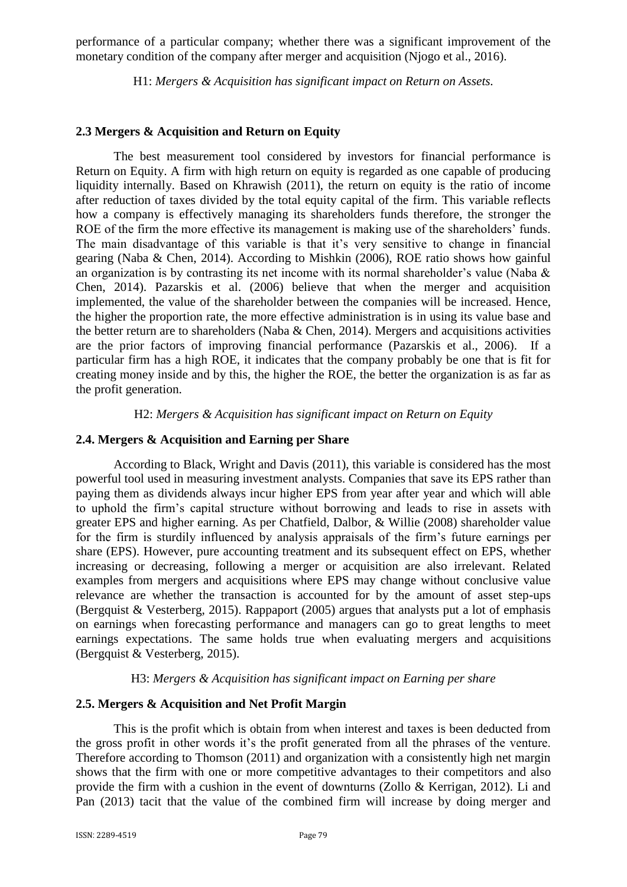performance of a particular company; whether there was a significant improvement of the monetary condition of the company after merger and acquisition (Njogo et al., 2016).

H1: *Mergers & Acquisition has significant impact on Return on Assets.*

### 2.3 Mergers & Acquisition and Return on Equity

The best measurement tool considered by investors for financial performance is Return on Equity. A firm with high return on equity is regarded as one capable of producing liquidity internally. Based on Khrawish (2011), the return on equity is the ratio of income after reduction of taxes divided by the total equity capital of the firm. This variable reflects how a company is effectively managing its shareholders funds therefore, the stronger the ROE of the firm the more effective its management is making use of the shareholders' funds. The main disadvantage of this variable is that it's very sensitive to change in financial gearing (Naba & Chen, 2014). According to Mishkin (2006), ROE ratio shows how gainful an organization is by contrasting its net income with its normal shareholder's value (Naba & Chen, 2014). Pazarskis et al. (2006) believe that when the merger and acquisition implemented, the value of the shareholder between the companies will be increased. Hence, the higher the proportion rate, the more effective administration is in using its value base and the better return are to shareholders (Naba & Chen, 2014). Mergers and acquisitions activities are the prior factors of improving financial performance (Pazarskis et al., 2006). If a particular firm has a high ROE, it indicates that the company probably be one that is fit for creating money inside and by this, the higher the ROE, the better the organization is as far as the profit generation.

H2: *Mergers & Acquisition has significant impact on Return on Equity*

### 2.4. Mergers & Acquisition and Earning per Share

According to Black, Wright and Davis (2011), this variable is considered has the most powerful tool used in measuring investment analysts. Companies that save its EPS rather than paying them as dividends always incur higher EPS from year after year and which will able to uphold the firm's capital structure without borrowing and leads to rise in assets with greater EPS and higher earning. As per Chatfield, Dalbor, & Willie (2008) shareholder value for the firm is sturdily influenced by analysis appraisals of the firm's future earnings per share (EPS). However, pure accounting treatment and its subsequent effect on EPS, whether increasing or decreasing, following a merger or acquisition are also irrelevant. Related examples from mergers and acquisitions where EPS may change without conclusive value relevance are whether the transaction is accounted for by the amount of asset step-ups (Bergquist & Vesterberg, 2015). Rappaport (2005) argues that analysts put a lot of emphasis on earnings when forecasting performance and managers can go to great lengths to meet earnings expectations. The same holds true when evaluating mergers and acquisitions (Bergquist & Vesterberg, 2015).

H3: *Mergers & Acquisition has significant impact on Earning per share*

### 2.5. Mergers & Acquisition and Net Profit Margin

This is the profit which is obtain from when interest and taxes is been deducted from the gross profit in other words it's the profit generated from all the phrases of the venture. Therefore according to Thomson (2011) and organization with a consistently high net margin shows that the firm with one or more competitive advantages to their competitors and also provide the firm with a cushion in the event of downturns (Zollo & Kerrigan, 2012). Li and Pan (2013) tacit that the value of the combined firm will increase by doing merger and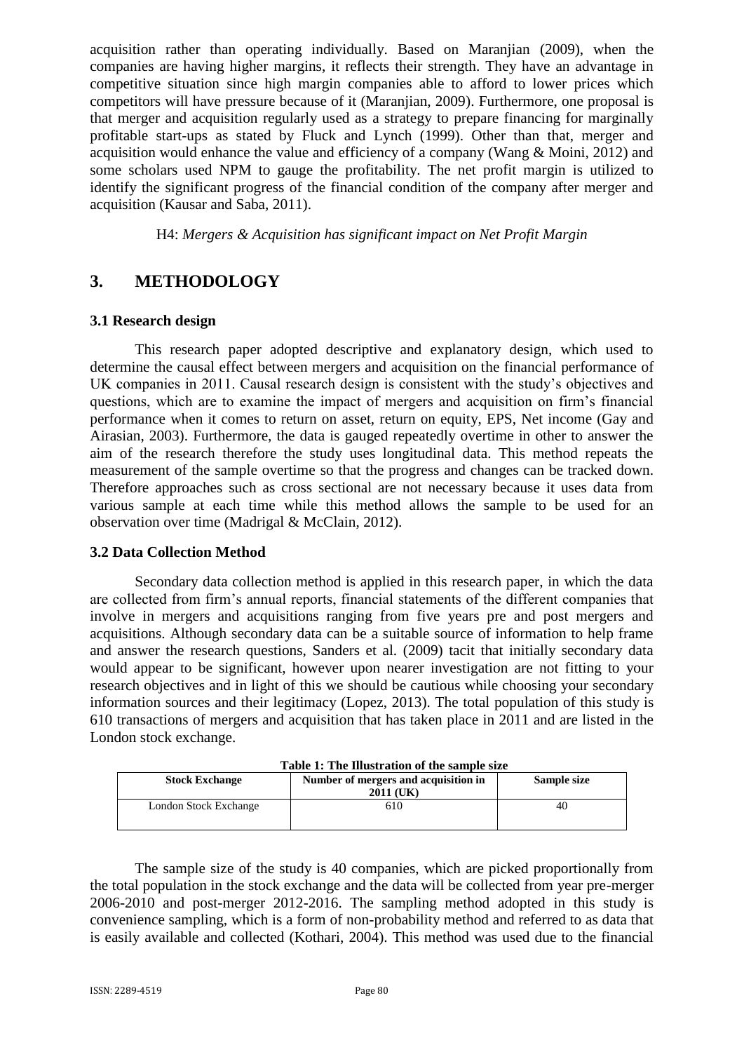acquisition rather than operating individually. Based on Maranjian (2009), when the companies are having higher margins, it reflects their strength. They have an advantage in competitive situation since high margin companies able to afford to lower prices which competitors will have pressure because of it (Maranjian, 2009). Furthermore, one proposal is that merger and acquisition regularly used as a strategy to prepare financing for marginally profitable start-ups as stated by Fluck and Lynch (1999). Other than that, merger and acquisition would enhance the value and efficiency of a company (Wang & Moini, 2012) and some scholars used NPM to gauge the profitability. The net profit margin is utilized to identify the significant progress of the financial condition of the company after merger and acquisition (Kausar and Saba, 2011).

H4: *Mergers & Acquisition has significant impact on Net Profit Margin*

## 3. METHODOLOGY

### 3.1 Research design

This research paper adopted descriptive and explanatory design, which used to determine the causal effect between mergers and acquisition on the financial performance of UK companies in 2011. Causal research design is consistent with the study's objectives and questions, which are to examine the impact of mergers and acquisition on firm's financial performance when it comes to return on asset, return on equity, EPS, Net income (Gay and Airasian, 2003). Furthermore, the data is gauged repeatedly overtime in other to answer the aim of the research therefore the study uses longitudinal data. This method repeats the measurement of the sample overtime so that the progress and changes can be tracked down. Therefore approaches such as cross sectional are not necessary because it uses data from various sample at each time while this method allows the sample to be used for an observation over time (Madrigal & McClain, 2012).

### 3.2 Data Collection Method

Secondary data collection method is applied in this research paper, in which the data are collected from firm's annual reports, financial statements of the different companies that involve in mergers and acquisitions ranging from five years pre and post mergers and acquisitions. Although secondary data can be a suitable source of information to help frame and answer the research questions, Sanders et al. (2009) tacit that initially secondary data would appear to be significant, however upon nearer investigation are not fitting to your research objectives and in light of this we should be cautious while choosing your secondary information sources and their legitimacy (Lopez, 2013). The total population of this study is 610 transactions of mergers and acquisition that has taken place in 2011 and are listed in the London stock exchange.

**Table 1: The Illustration of the sample size**

| Stock Exchange | Number of mergers and acquisition in 2011 (UK) | Sample size |
|---|---|---|
| London Stock Exchange | 610 | 40 |

The sample size of the study is 40 companies, which are picked proportionally from the total population in the stock exchange and the data will be collected from year pre-merger 2006-2010 and post-merger 2012-2016. The sampling method adopted in this study is convenience sampling, which is a form of non-probability method and referred to as data that is easily available and collected (Kothari, 2004). This method was used due to the financial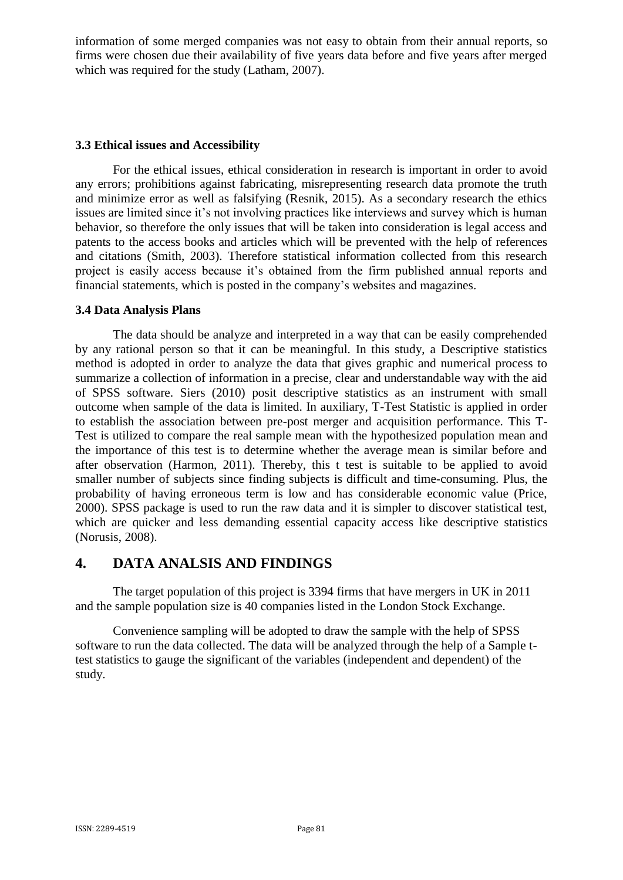information of some merged companies was not easy to obtain from their annual reports, so firms were chosen due their availability of five years data before and five years after merged which was required for the study (Latham, 2007).

### 3.3 Ethical issues and Accessibility

For the ethical issues, ethical consideration in research is important in order to avoid any errors; prohibitions against fabricating, misrepresenting research data promote the truth and minimize error as well as falsifying (Resnik, 2015). As a secondary research the ethics issues are limited since it's not involving practices like interviews and survey which is human behavior, so therefore the only issues that will be taken into consideration is legal access and patents to the access books and articles which will be prevented with the help of references and citations (Smith, 2003). Therefore statistical information collected from this research project is easily access because it's obtained from the firm published annual reports and financial statements, which is posted in the company's websites and magazines.

### 3.4 Data Analysis Plans

The data should be analyze and interpreted in a way that can be easily comprehended by any rational person so that it can be meaningful. In this study, a Descriptive statistics method is adopted in order to analyze the data that gives graphic and numerical process to summarize a collection of information in a precise, clear and understandable way with the aid of SPSS software. Siers (2010) posit descriptive statistics as an instrument with small outcome when sample of the data is limited. In auxiliary, T-Test Statistic is applied in order to establish the association between pre-post merger and acquisition performance. This T-Test is utilized to compare the real sample mean with the hypothesized population mean and the importance of this test is to determine whether the average mean is similar before and after observation (Harmon, 2011). Thereby, this t test is suitable to be applied to avoid smaller number of subjects since finding subjects is difficult and time-consuming. Plus, the probability of having erroneous term is low and has considerable economic value (Price, 2000). SPSS package is used to run the raw data and it is simpler to discover statistical test, which are quicker and less demanding essential capacity access like descriptive statistics (Norusis, 2008).

## 4. DATA ANALSIS AND FINDINGS

The target population of this project is 3394 firms that have mergers in UK in 2011 and the sample population size is 40 companies listed in the London Stock Exchange.

Convenience sampling will be adopted to draw the sample with the help of SPSS software to run the data collected. The data will be analyzed through the help of a Sample t-test statistics to gauge the significant of the variables (independent and dependent) of the study.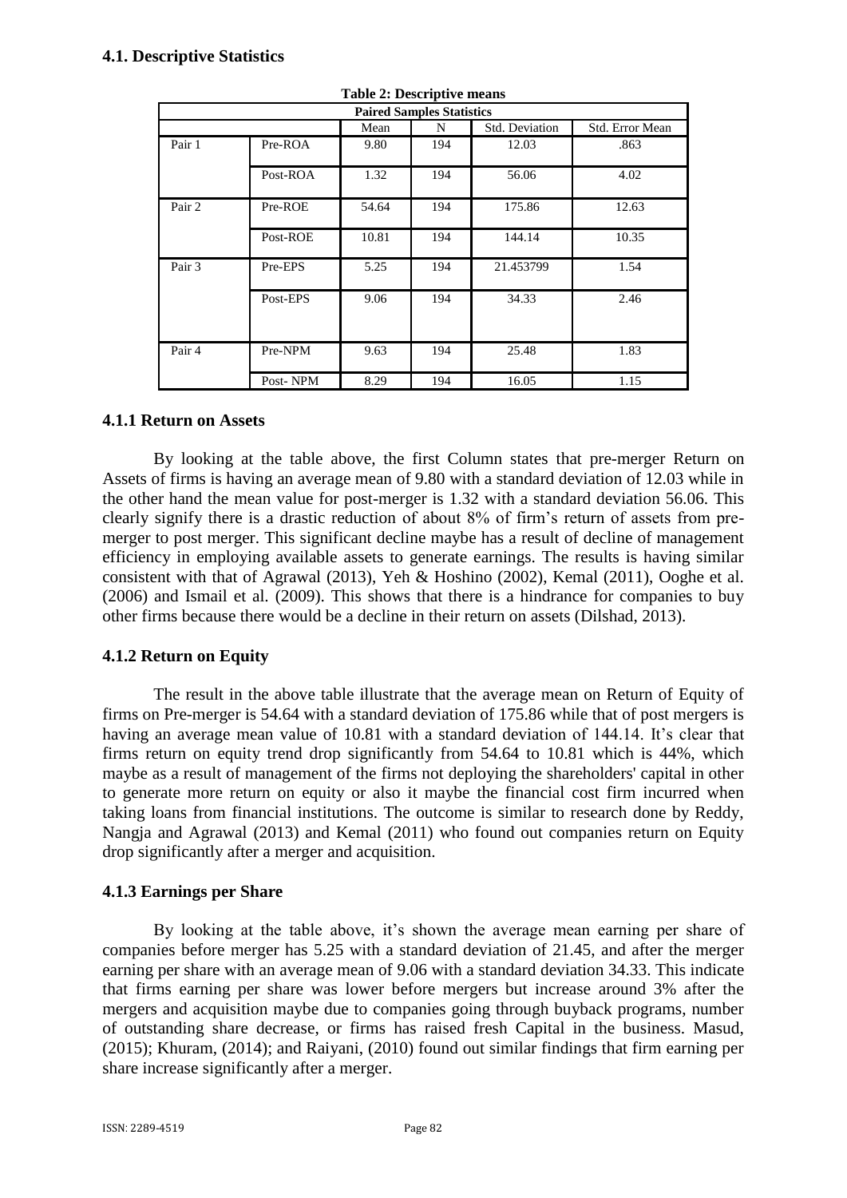### 4.1. Descriptive Statistics

**Table 2: Descriptive means**

| Paired Samples Statistics | | | | | |
|---|---|---|---|---|---|
| | | Mean | N | Std. Deviation | Std. Error Mean |
| Pair 1 | Pre-ROA | 9.80 | 194 | 12.03 | .863 |
| | Post-ROA | 1.32 | 194 | 56.06 | 4.02 |
| Pair 2 | Pre-ROE | 54.64 | 194 | 175.86 | 12.63 |
| | Post-ROE | 10.81 | 194 | 144.14 | 10.35 |
| Pair 3 | Pre-EPS | 5.25 | 194 | 21.453799 | 1.54 |
| | Post-EPS | 9.06 | 194 | 34.33 | 2.46 |
| Pair 4 | Pre-NPM | 9.63 | 194 | 25.48 | 1.83 |
| | Post- NPM | 8.29 | 194 | 16.05 | 1.15 |

#### 4.1.1 Return on Assets

By looking at the table above, the first Column states that pre-merger Return on Assets of firms is having an average mean of 9.80 with a standard deviation of 12.03 while in the other hand the mean value for post-merger is 1.32 with a standard deviation 56.06. This clearly signify there is a drastic reduction of about 8% of firm's return of assets from pre-merger to post merger. This significant decline maybe has a result of decline of management efficiency in employing available assets to generate earnings. The results is having similar consistent with that of Agrawal (2013), Yeh & Hoshino (2002), Kemal (2011), Ooghe et al. (2006) and Ismail et al. (2009). This shows that there is a hindrance for companies to buy other firms because there would be a decline in their return on assets (Dilshad, 2013).

#### 4.1.2 Return on Equity

The result in the above table illustrate that the average mean on Return of Equity of firms on Pre-merger is 54.64 with a standard deviation of 175.86 while that of post mergers is having an average mean value of 10.81 with a standard deviation of 144.14. It's clear that firms return on equity trend drop significantly from 54.64 to 10.81 which is 44%, which maybe as a result of management of the firms not deploying the shareholders' capital in other to generate more return on equity or also it maybe the financial cost firm incurred when taking loans from financial institutions. The outcome is similar to research done by Reddy, Nangja and Agrawal (2013) and Kemal (2011) who found out companies return on Equity drop significantly after a merger and acquisition.

#### 4.1.3 Earnings per Share

By looking at the table above, it's shown the average mean earning per share of companies before merger has 5.25 with a standard deviation of 21.45, and after the merger earning per share with an average mean of 9.06 with a standard deviation 34.33. This indicate that firms earning per share was lower before mergers but increase around 3% after the mergers and acquisition maybe due to companies going through buyback programs, number of outstanding share decrease, or firms has raised fresh Capital in the business. Masud, (2015); Khuram, (2014); and Raiyani, (2010) found out similar findings that firm earning per share increase significantly after a merger.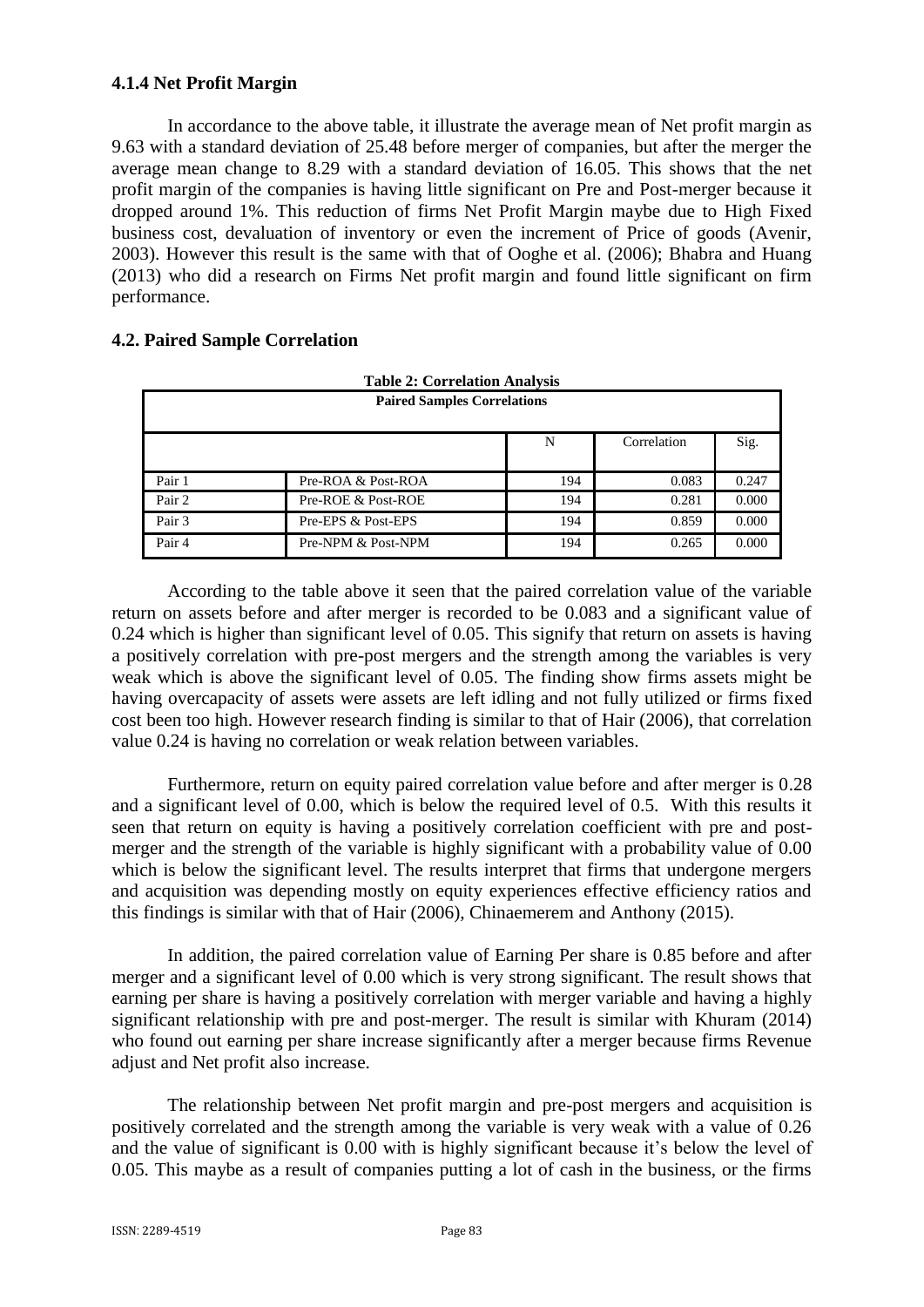### 4.1.4 Net Profit Margin

In accordance to the above table, it illustrate the average mean of Net profit margin as 9.63 with a standard deviation of 25.48 before merger of companies, but after the merger the average mean change to 8.29 with a standard deviation of 16.05. This shows that the net profit margin of the companies is having little significant on Pre and Post-merger because it dropped around 1%. This reduction of firms Net Profit Margin maybe due to High Fixed business cost, devaluation of inventory or even the increment of Price of goods (Avenir, 2003). However this result is the same with that of Ooghe et al. (2006); Bhabra and Huang (2013) who did a research on Firms Net profit margin and found little significant on firm performance.

## 4.2. Paired Sample Correlation

**Table 2: Correlation Analysis**

| Paired Samples Correlations | | | | |
|---|---|---|---|---|
| | | N | Correlation | Sig. |
| Pair 1 | Pre-ROA & Post-ROA | 194 | 0.083 | 0.247 |
| Pair 2 | Pre-ROE & Post-ROE | 194 | 0.281 | 0.000 |
| Pair 3 | Pre-EPS & Post-EPS | 194 | 0.859 | 0.000 |
| Pair 4 | Pre-NPM & Post-NPM | 194 | 0.265 | 0.000 |

According to the table above it seen that the paired correlation value of the variable return on assets before and after merger is recorded to be 0.083 and a significant value of 0.24 which is higher than significant level of 0.05. This signify that return on assets is having a positively correlation with pre-post mergers and the strength among the variables is very weak which is above the significant level of 0.05. The finding show firms assets might be having overcapacity of assets were assets are left idling and not fully utilized or firms fixed cost been too high. However research finding is similar to that of Hair (2006), that correlation value 0.24 is having no correlation or weak relation between variables.

Furthermore, return on equity paired correlation value before and after merger is 0.28 and a significant level of 0.00, which is below the required level of 0.5. With this results it seen that return on equity is having a positively correlation coefficient with pre and post-merger and the strength of the variable is highly significant with a probability value of 0.00 which is below the significant level. The results interpret that firms that undergone mergers and acquisition was depending mostly on equity experiences effective efficiency ratios and this findings is similar with that of Hair (2006), Chinaemerem and Anthony (2015).

In addition, the paired correlation value of Earning Per share is 0.85 before and after merger and a significant level of 0.00 which is very strong significant. The result shows that earning per share is having a positively correlation with merger variable and having a highly significant relationship with pre and post-merger. The result is similar with Khuram (2014) who found out earning per share increase significantly after a merger because firms Revenue adjust and Net profit also increase.

The relationship between Net profit margin and pre-post mergers and acquisition is positively correlated and the strength among the variable is very weak with a value of 0.26 and the value of significant is 0.00 with is highly significant because it's below the level of 0.05. This maybe as a result of companies putting a lot of cash in the business, or the firms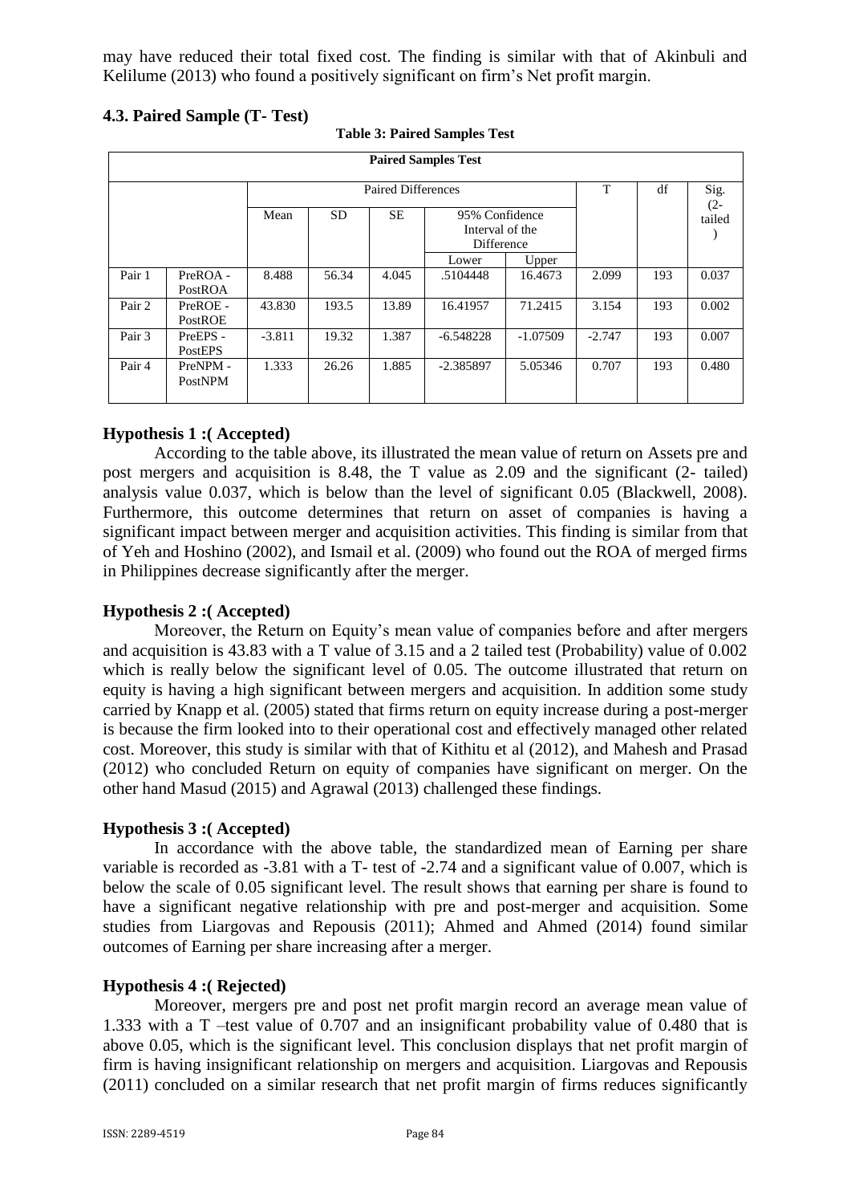may have reduced their total fixed cost. The finding is similar with that of Akinbuli and Kelilume (2013) who found a positively significant on firm's Net profit margin.

### 4.3. Paired Sample (T- Test)

**Table 3: Paired Samples Test**

| Paired Samples Test | | | | | | | | | |
|---|---|---|---|---|---|---|---|---|---|
| | | Paired Differences | | | | | T | df | Sig. (2-tailed) |
| | | Mean | SD | SE | 95% Confidence Interval of the Difference | | | | |
| | | | | | Lower | Upper | | | |
| Pair 1 | PreROA - PostROA | 8.488 | 56.34 | 4.045 | .5104448 | 16.4673 | 2.099 | 193 | 0.037 |
| Pair 2 | PreROE - PostROE | 43.830 | 193.5 | 13.89 | 16.41957 | 71.2415 | 3.154 | 193 | 0.002 |
| Pair 3 | PreEPS - PostEPS | -3.811 | 19.32 | 1.387 | -6.548228 | -1.07509 | -2.747 | 193 | 0.007 |
| Pair 4 | PreNPM - PostNPM | 1.333 | 26.26 | 1.885 | -2.385897 | 5.05346 | 0.707 | 193 | 0.480 |

#### Hypothesis 1 :( Accepted)

According to the table above, its illustrated the mean value of return on Assets pre and post mergers and acquisition is 8.48, the T value as 2.09 and the significant (2- tailed) analysis value 0.037, which is below than the level of significant 0.05 (Blackwell, 2008). Furthermore, this outcome determines that return on asset of companies is having a significant impact between merger and acquisition activities. This finding is similar from that of Yeh and Hoshino (2002), and Ismail et al. (2009) who found out the ROA of merged firms in Philippines decrease significantly after the merger.

#### Hypothesis 2 :( Accepted)

Moreover, the Return on Equity's mean value of companies before and after mergers and acquisition is 43.83 with a T value of 3.15 and a 2 tailed test (Probability) value of 0.002 which is really below the significant level of 0.05. The outcome illustrated that return on equity is having a high significant between mergers and acquisition. In addition some study carried by Knapp et al. (2005) stated that firms return on equity increase during a post-merger is because the firm looked into to their operational cost and effectively managed other related cost. Moreover, this study is similar with that of Kithitu et al (2012), and Mahesh and Prasad (2012) who concluded Return on equity of companies have significant on merger. On the other hand Masud (2015) and Agrawal (2013) challenged these findings.

#### Hypothesis 3 :( Accepted)

In accordance with the above table, the standardized mean of Earning per share variable is recorded as -3.81 with a T- test of -2.74 and a significant value of 0.007, which is below the scale of 0.05 significant level. The result shows that earning per share is found to have a significant negative relationship with pre and post-merger and acquisition. Some studies from Liargovas and Repousis (2011); Ahmed and Ahmed (2014) found similar outcomes of Earning per share increasing after a merger.

#### Hypothesis 4 :( Rejected)

Moreover, mergers pre and post net profit margin record an average mean value of 1.333 with a T –test value of 0.707 and an insignificant probability value of 0.480 that is above 0.05, which is the significant level. This conclusion displays that net profit margin of firm is having insignificant relationship on mergers and acquisition. Liargovas and Repousis (2011) concluded on a similar research that net profit margin of firms reduces significantly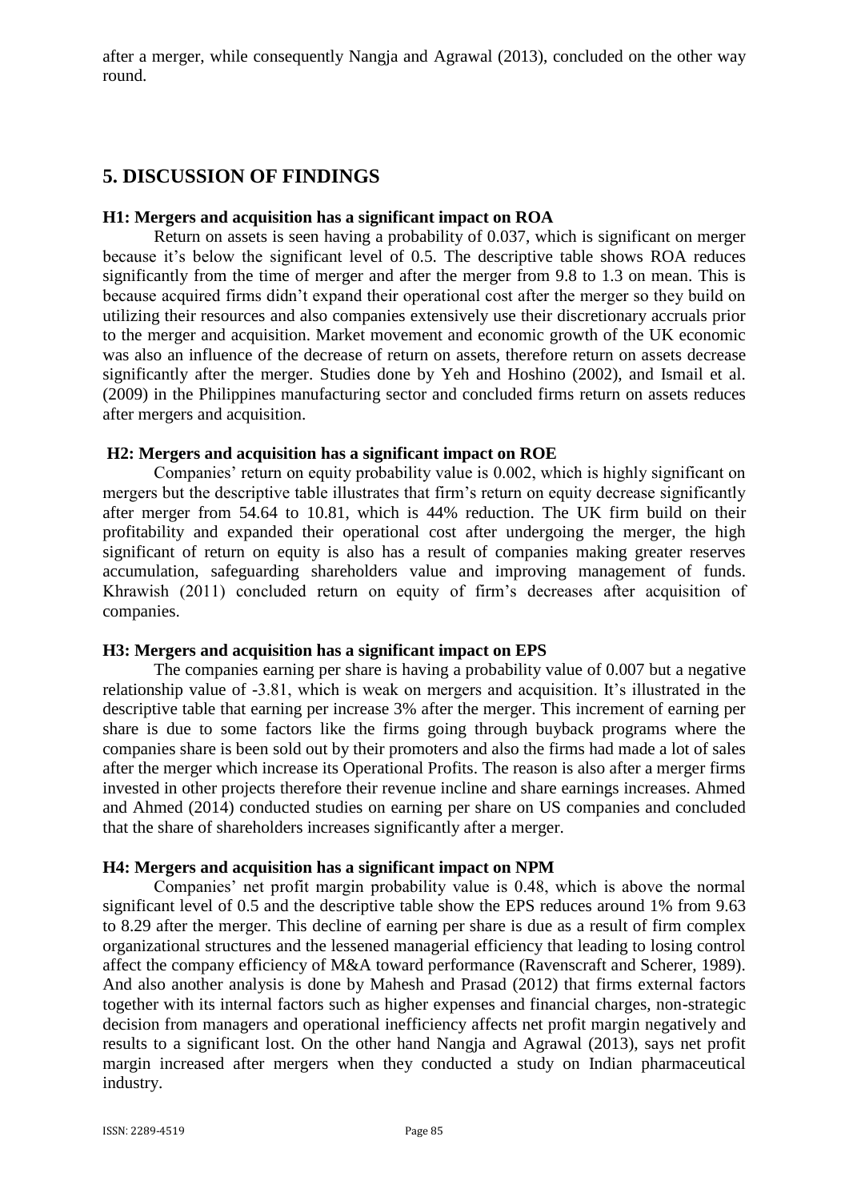after a merger, while consequently Nangja and Agrawal (2013), concluded on the other way round.

## 5. DISCUSSION OF FINDINGS

### H1: Mergers and acquisition has a significant impact on ROA

Return on assets is seen having a probability of 0.037, which is significant on merger because it's below the significant level of 0.5. The descriptive table shows ROA reduces significantly from the time of merger and after the merger from 9.8 to 1.3 on mean. This is because acquired firms didn't expand their operational cost after the merger so they build on utilizing their resources and also companies extensively use their discretionary accruals prior to the merger and acquisition. Market movement and economic growth of the UK economic was also an influence of the decrease of return on assets, therefore return on assets decrease significantly after the merger. Studies done by Yeh and Hoshino (2002), and Ismail et al. (2009) in the Philippines manufacturing sector and concluded firms return on assets reduces after mergers and acquisition.

### H2: Mergers and acquisition has a significant impact on ROE

Companies' return on equity probability value is 0.002, which is highly significant on mergers but the descriptive table illustrates that firm's return on equity decrease significantly after merger from 54.64 to 10.81, which is 44% reduction. The UK firm build on their profitability and expanded their operational cost after undergoing the merger, the high significant of return on equity is also has a result of companies making greater reserves accumulation, safeguarding shareholders value and improving management of funds. Khrawish (2011) concluded return on equity of firm's decreases after acquisition of companies.

### H3: Mergers and acquisition has a significant impact on EPS

The companies earning per share is having a probability value of 0.007 but a negative relationship value of -3.81, which is weak on mergers and acquisition. It's illustrated in the descriptive table that earning per increase 3% after the merger. This increment of earning per share is due to some factors like the firms going through buyback programs where the companies share is been sold out by their promoters and also the firms had made a lot of sales after the merger which increase its Operational Profits. The reason is also after a merger firms invested in other projects therefore their revenue incline and share earnings increases. Ahmed and Ahmed (2014) conducted studies on earning per share on US companies and concluded that the share of shareholders increases significantly after a merger.

### H4: Mergers and acquisition has a significant impact on NPM

Companies' net profit margin probability value is 0.48, which is above the normal significant level of 0.5 and the descriptive table show the EPS reduces around 1% from 9.63 to 8.29 after the merger. This decline of earning per share is due as a result of firm complex organizational structures and the lessened managerial efficiency that leading to losing control affect the company efficiency of M&A toward performance (Ravenscraft and Scherer, 1989). And also another analysis is done by Mahesh and Prasad (2012) that firms external factors together with its internal factors such as higher expenses and financial charges, non-strategic decision from managers and operational inefficiency affects net profit margin negatively and results to a significant lost. On the other hand Nangja and Agrawal (2013), says net profit margin increased after mergers when they conducted a study on Indian pharmaceutical industry.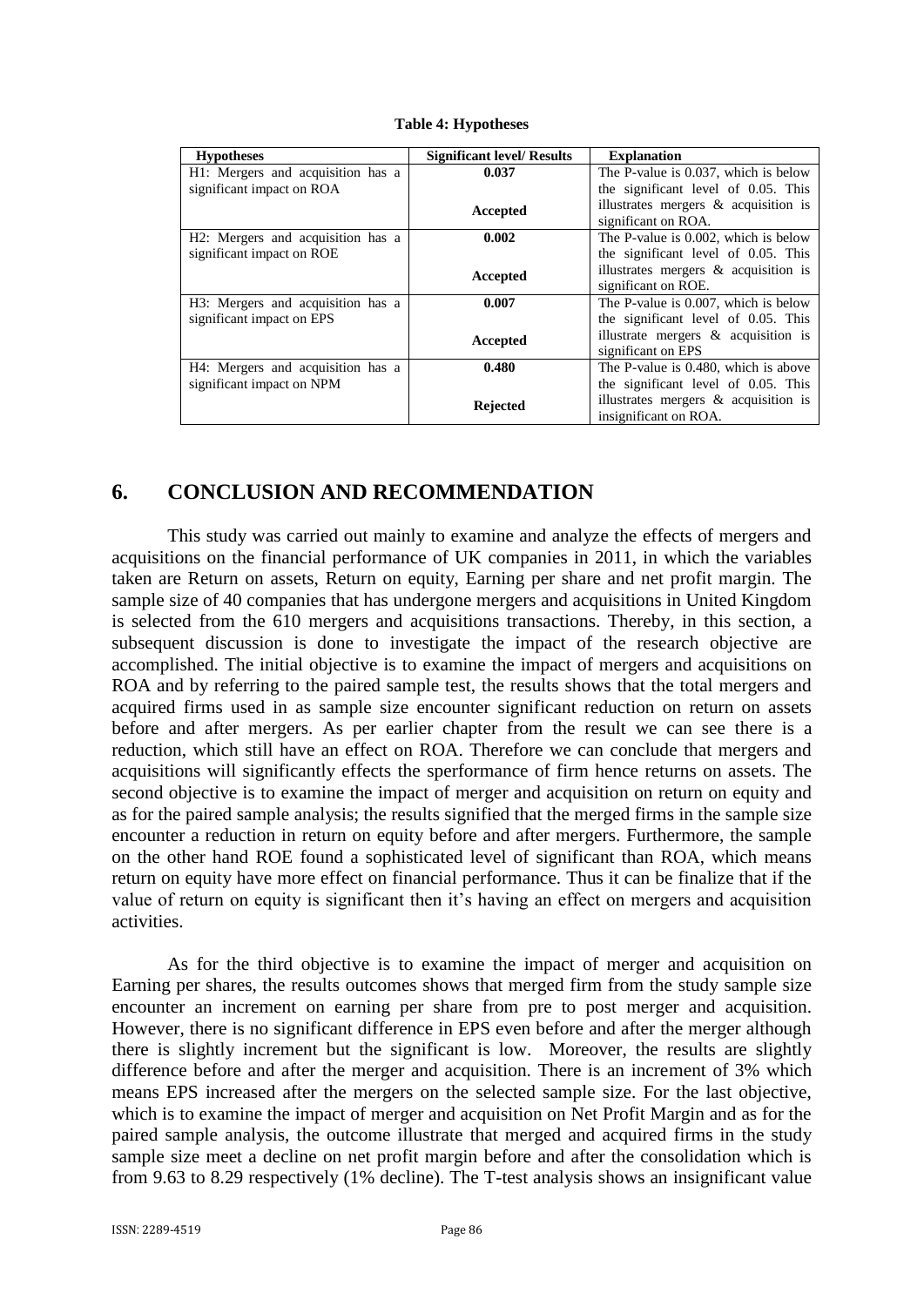**Table 4: Hypotheses**

| Hypotheses | Significant level/ Results | Explanation |
|---|---|---|
| H1: Mergers and acquisition has a significant impact on ROA | **0.037**<br><br>**Accepted** | The P-value is 0.037, which is below the significant level of 0.05. This illustrates mergers & acquisition is significant on ROA. |
| H2: Mergers and acquisition has a significant impact on ROE | **0.002**<br><br>**Accepted** | The P-value is 0.002, which is below the significant level of 0.05. This illustrates mergers & acquisition is significant on ROE. |
| H3: Mergers and acquisition has a significant impact on EPS | **0.007**<br><br>**Accepted** | The P-value is 0.007, which is below the significant level of 0.05. This illustrate mergers & acquisition is significant on EPS |
| H4: Mergers and acquisition has a significant impact on NPM | **0.480**<br><br>**Rejected** | The P-value is 0.480, which is above the significant level of 0.05. This illustrates mergers & acquisition is insignificant on ROA. |

## 6. CONCLUSION AND RECOMMENDATION

This study was carried out mainly to examine and analyze the effects of mergers and acquisitions on the financial performance of UK companies in 2011, in which the variables taken are Return on assets, Return on equity, Earning per share and net profit margin. The sample size of 40 companies that has undergone mergers and acquisitions in United Kingdom is selected from the 610 mergers and acquisitions transactions. Thereby, in this section, a subsequent discussion is done to investigate the impact of the research objective are accomplished. The initial objective is to examine the impact of mergers and acquisitions on ROA and by referring to the paired sample test, the results shows that the total mergers and acquired firms used in as sample size encounter significant reduction on return on assets before and after mergers. As per earlier chapter from the result we can see there is a reduction, which still have an effect on ROA. Therefore we can conclude that mergers and acquisitions will significantly effects the sperformance of firm hence returns on assets. The second objective is to examine the impact of merger and acquisition on return on equity and as for the paired sample analysis; the results signified that the merged firms in the sample size encounter a reduction in return on equity before and after mergers. Furthermore, the sample on the other hand ROE found a sophisticated level of significant than ROA, which means return on equity have more effect on financial performance. Thus it can be finalize that if the value of return on equity is significant then it's having an effect on mergers and acquisition activities.

As for the third objective is to examine the impact of merger and acquisition on Earning per shares, the results outcomes shows that merged firm from the study sample size encounter an increment on earning per share from pre to post merger and acquisition. However, there is no significant difference in EPS even before and after the merger although there is slightly increment but the significant is low. Moreover, the results are slightly difference before and after the merger and acquisition. There is an increment of 3% which means EPS increased after the mergers on the selected sample size. For the last objective, which is to examine the impact of merger and acquisition on Net Profit Margin and as for the paired sample analysis, the outcome illustrate that merged and acquired firms in the study sample size meet a decline on net profit margin before and after the consolidation which is from 9.63 to 8.29 respectively (1% decline). The T-test analysis shows an insignificant value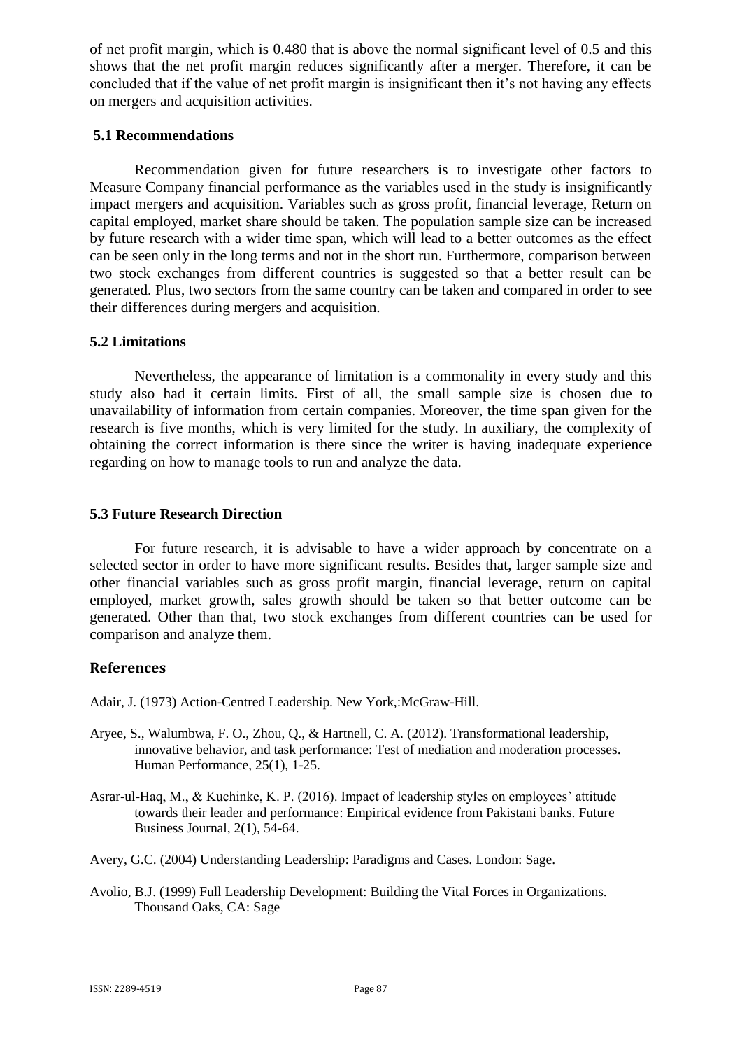of net profit margin, which is 0.480 that is above the normal significant level of 0.5 and this shows that the net profit margin reduces significantly after a merger. Therefore, it can be concluded that if the value of net profit margin is insignificant then it's not having any effects on mergers and acquisition activities.

### 5.1 Recommendations

Recommendation given for future researchers is to investigate other factors to Measure Company financial performance as the variables used in the study is insignificantly impact mergers and acquisition. Variables such as gross profit, financial leverage, Return on capital employed, market share should be taken. The population sample size can be increased by future research with a wider time span, which will lead to a better outcomes as the effect can be seen only in the long terms and not in the short run. Furthermore, comparison between two stock exchanges from different countries is suggested so that a better result can be generated. Plus, two sectors from the same country can be taken and compared in order to see their differences during mergers and acquisition.

### 5.2 Limitations

Nevertheless, the appearance of limitation is a commonality in every study and this study also had it certain limits. First of all, the small sample size is chosen due to unavailability of information from certain companies. Moreover, the time span given for the research is five months, which is very limited for the study. In auxiliary, the complexity of obtaining the correct information is there since the writer is having inadequate experience regarding on how to manage tools to run and analyze the data.

### 5.3 Future Research Direction

For future research, it is advisable to have a wider approach by concentrate on a selected sector in order to have more significant results. Besides that, larger sample size and other financial variables such as gross profit margin, financial leverage, return on capital employed, market growth, sales growth should be taken so that better outcome can be generated. Other than that, two stock exchanges from different countries can be used for comparison and analyze them.

## References

Adair, J. (1973) Action-Centred Leadership. New York,:McGraw-Hill.

Aryee, S., Walumbwa, F. O., Zhou, Q., & Hartnell, C. A. (2012). Transformational leadership, innovative behavior, and task performance: Test of mediation and moderation processes. Human Performance, 25(1), 1-25.

Asrar-ul-Haq, M., & Kuchinke, K. P. (2016). Impact of leadership styles on employees' attitude towards their leader and performance: Empirical evidence from Pakistani banks. Future Business Journal, 2(1), 54-64.

Avery, G.C. (2004) Understanding Leadership: Paradigms and Cases. London: Sage.

Avolio, B.J. (1999) Full Leadership Development: Building the Vital Forces in Organizations. Thousand Oaks, CA: Sage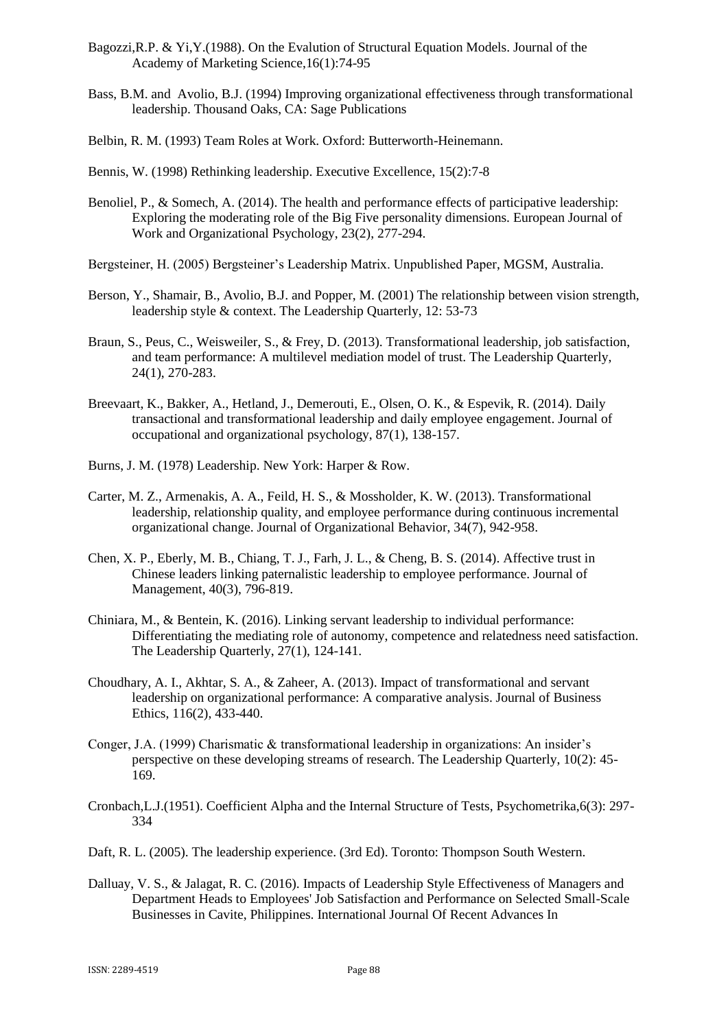Bagozzi,R.P. & Yi,Y.(1988). On the Evalution of Structural Equation Models. Journal of the Academy of Marketing Science,16(1):74-95

Bass, B.M. and Avolio, B.J. (1994) Improving organizational effectiveness through transformational leadership. Thousand Oaks, CA: Sage Publications

Belbin, R. M. (1993) Team Roles at Work. Oxford: Butterworth-Heinemann.

Bennis, W. (1998) Rethinking leadership. Executive Excellence, 15(2):7-8

Benoliel, P., & Somech, A. (2014). The health and performance effects of participative leadership: Exploring the moderating role of the Big Five personality dimensions. European Journal of Work and Organizational Psychology, 23(2), 277-294.

Bergsteiner, H. (2005) Bergsteiner's Leadership Matrix. Unpublished Paper, MGSM, Australia.

Berson, Y., Shamair, B., Avolio, B.J. and Popper, M. (2001) The relationship between vision strength, leadership style & context. The Leadership Quarterly, 12: 53-73

Braun, S., Peus, C., Weisweiler, S., & Frey, D. (2013). Transformational leadership, job satisfaction, and team performance: A multilevel mediation model of trust. The Leadership Quarterly, 24(1), 270-283.

Breevaart, K., Bakker, A., Hetland, J., Demerouti, E., Olsen, O. K., & Espevik, R. (2014). Daily transactional and transformational leadership and daily employee engagement. Journal of occupational and organizational psychology, 87(1), 138-157.

Burns, J. M. (1978) Leadership. New York: Harper & Row.

Carter, M. Z., Armenakis, A. A., Feild, H. S., & Mossholder, K. W. (2013). Transformational leadership, relationship quality, and employee performance during continuous incremental organizational change. Journal of Organizational Behavior, 34(7), 942-958.

Chen, X. P., Eberly, M. B., Chiang, T. J., Farh, J. L., & Cheng, B. S. (2014). Affective trust in Chinese leaders linking paternalistic leadership to employee performance. Journal of Management, 40(3), 796-819.

Chiniara, M., & Bentein, K. (2016). Linking servant leadership to individual performance: Differentiating the mediating role of autonomy, competence and relatedness need satisfaction. The Leadership Quarterly, 27(1), 124-141.

Choudhary, A. I., Akhtar, S. A., & Zaheer, A. (2013). Impact of transformational and servant leadership on organizational performance: A comparative analysis. Journal of Business Ethics, 116(2), 433-440.

Conger, J.A. (1999) Charismatic & transformational leadership in organizations: An insider's perspective on these developing streams of research. The Leadership Quarterly, 10(2): 45-169.

Cronbach,L.J.(1951). Coefficient Alpha and the Internal Structure of Tests, Psychometrika,6(3): 297-334

Daft, R. L. (2005). The leadership experience. (3rd Ed). Toronto: Thompson South Western.

Dalluay, V. S., & Jalagat, R. C. (2016). Impacts of Leadership Style Effectiveness of Managers and Department Heads to Employees' Job Satisfaction and Performance on Selected Small-Scale Businesses in Cavite, Philippines. International Journal Of Recent Advances In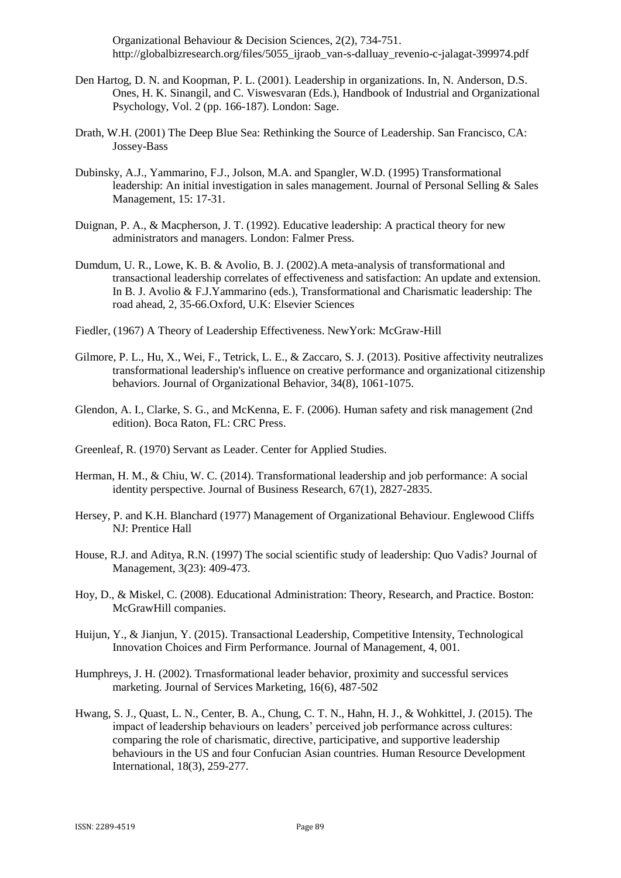Organizational Behaviour & Decision Sciences, 2(2), 734-751. http://globalbizresearch.org/files/5055_ijraob_van-s-dalluay_revenio-c-jalagat-399974.pdf

Den Hartog, D. N. and Koopman, P. L. (2001). Leadership in organizations. In, N. Anderson, D.S. Ones, H. K. Sinangil, and C. Viswesvaran (Eds.), Handbook of Industrial and Organizational Psychology, Vol. 2 (pp. 166-187). London: Sage.

Drath, W.H. (2001) The Deep Blue Sea: Rethinking the Source of Leadership. San Francisco, CA: Jossey-Bass

Dubinsky, A.J., Yammarino, F.J., Jolson, M.A. and Spangler, W.D. (1995) Transformational leadership: An initial investigation in sales management. Journal of Personal Selling & Sales Management, 15: 17-31.

Duignan, P. A., & Macpherson, J. T. (1992). Educative leadership: A practical theory for new administrators and managers. London: Falmer Press.

Dumdum, U. R., Lowe, K. B. & Avolio, B. J. (2002).A meta-analysis of transformational and transactional leadership correlates of effectiveness and satisfaction: An update and extension. In B. J. Avolio & F.J.Yammarino (eds.), Transformational and Charismatic leadership: The road ahead, 2, 35-66.Oxford, U.K: Elsevier Sciences

Fiedler, (1967) A Theory of Leadership Effectiveness. NewYork: McGraw-Hill

Gilmore, P. L., Hu, X., Wei, F., Tetrick, L. E., & Zaccaro, S. J. (2013). Positive affectivity neutralizes transformational leadership's influence on creative performance and organizational citizenship behaviors. Journal of Organizational Behavior, 34(8), 1061-1075.

Glendon, A. I., Clarke, S. G., and McKenna, E. F. (2006). Human safety and risk management (2nd edition). Boca Raton, FL: CRC Press.

Greenleaf, R. (1970) Servant as Leader. Center for Applied Studies.

Herman, H. M., & Chiu, W. C. (2014). Transformational leadership and job performance: A social identity perspective. Journal of Business Research, 67(1), 2827-2835.

Hersey, P. and K.H. Blanchard (1977) Management of Organizational Behaviour. Englewood Cliffs NJ: Prentice Hall

House, R.J. and Aditya, R.N. (1997) The social scientific study of leadership: Quo Vadis? Journal of Management, 3(23): 409-473.

Hoy, D., & Miskel, C. (2008). Educational Administration: Theory, Research, and Practice. Boston: McGrawHill companies.

Huijun, Y., & Jianjun, Y. (2015). Transactional Leadership, Competitive Intensity, Technological Innovation Choices and Firm Performance. Journal of Management, 4, 001.

Humphreys, J. H. (2002). Trnasformational leader behavior, proximity and successful services marketing. Journal of Services Marketing, 16(6), 487-502

Hwang, S. J., Quast, L. N., Center, B. A., Chung, C. T. N., Hahn, H. J., & Wohkittel, J. (2015). The impact of leadership behaviours on leaders' perceived job performance across cultures: comparing the role of charismatic, directive, participative, and supportive leadership behaviours in the US and four Confucian Asian countries. Human Resource Development International, 18(3), 259-277.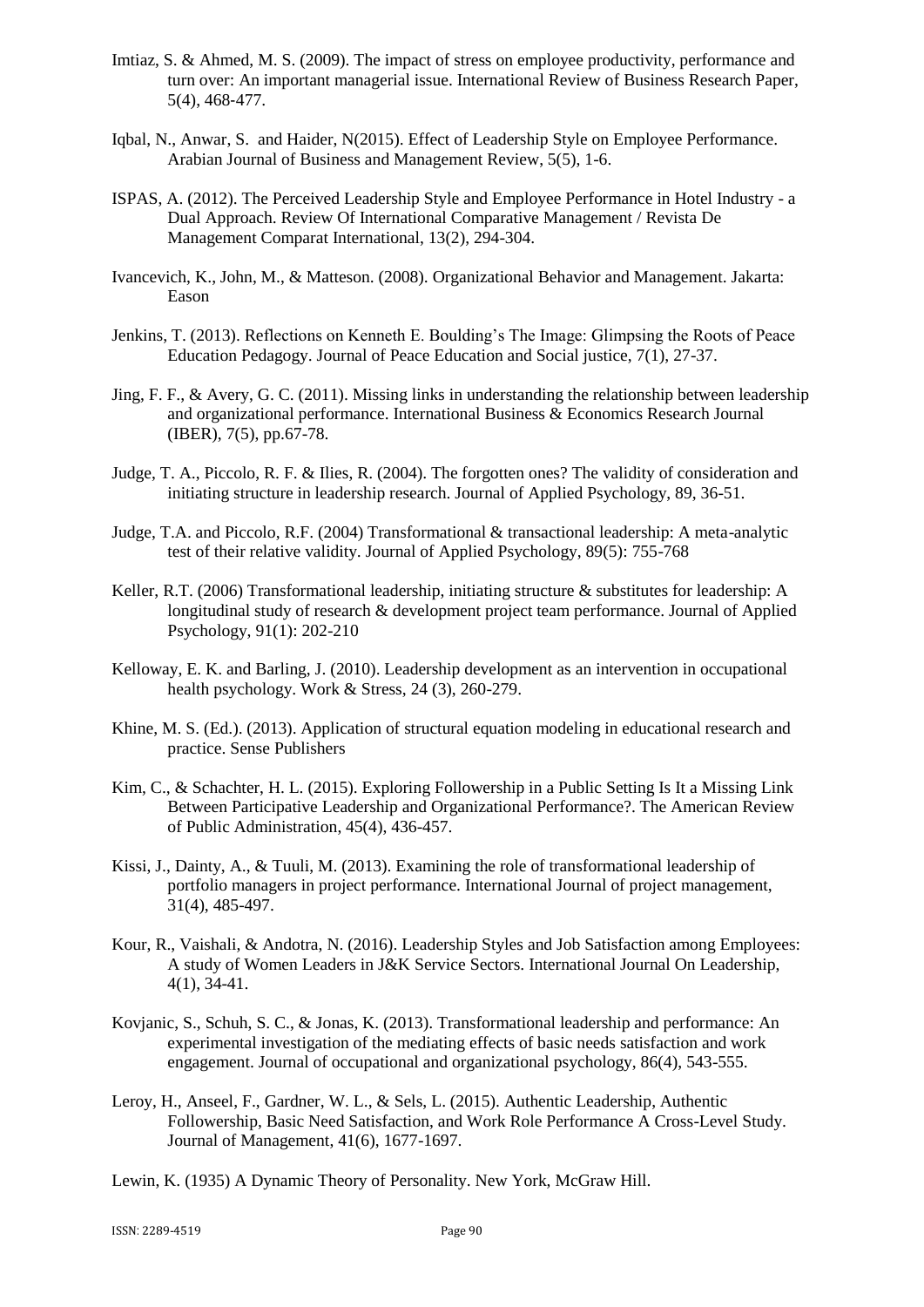Imtiaz, S. & Ahmed, M. S. (2009). The impact of stress on employee productivity, performance and turn over: An important managerial issue. International Review of Business Research Paper, 5(4), 468-477.

Iqbal, N., Anwar, S. and Haider, N(2015). Effect of Leadership Style on Employee Performance. Arabian Journal of Business and Management Review, 5(5), 1-6.

ISPAS, A. (2012). The Perceived Leadership Style and Employee Performance in Hotel Industry - a Dual Approach. Review Of International Comparative Management / Revista De Management Comparat International, 13(2), 294-304.

Ivancevich, K., John, M., & Matteson. (2008). Organizational Behavior and Management. Jakarta: Eason

Jenkins, T. (2013). Reflections on Kenneth E. Boulding's The Image: Glimpsing the Roots of Peace Education Pedagogy. Journal of Peace Education and Social justice, 7(1), 27-37.

Jing, F. F., & Avery, G. C. (2011). Missing links in understanding the relationship between leadership and organizational performance. International Business & Economics Research Journal (IBER), 7(5), pp.67-78.

Judge, T. A., Piccolo, R. F. & Ilies, R. (2004). The forgotten ones? The validity of consideration and initiating structure in leadership research. Journal of Applied Psychology, 89, 36-51.

Judge, T.A. and Piccolo, R.F. (2004) Transformational & transactional leadership: A meta-analytic test of their relative validity. Journal of Applied Psychology, 89(5): 755-768

Keller, R.T. (2006) Transformational leadership, initiating structure & substitutes for leadership: A longitudinal study of research & development project team performance. Journal of Applied Psychology, 91(1): 202-210

Kelloway, E. K. and Barling, J. (2010). Leadership development as an intervention in occupational health psychology. Work & Stress, 24 (3), 260-279.

Khine, M. S. (Ed.). (2013). Application of structural equation modeling in educational research and practice. Sense Publishers

Kim, C., & Schachter, H. L. (2015). Exploring Followership in a Public Setting Is It a Missing Link Between Participative Leadership and Organizational Performance?. The American Review of Public Administration, 45(4), 436-457.

Kissi, J., Dainty, A., & Tuuli, M. (2013). Examining the role of transformational leadership of portfolio managers in project performance. International Journal of project management, 31(4), 485-497.

Kour, R., Vaishali, & Andotra, N. (2016). Leadership Styles and Job Satisfaction among Employees: A study of Women Leaders in J&K Service Sectors. International Journal On Leadership, 4(1), 34-41.

Kovjanic, S., Schuh, S. C., & Jonas, K. (2013). Transformational leadership and performance: An experimental investigation of the mediating effects of basic needs satisfaction and work engagement. Journal of occupational and organizational psychology, 86(4), 543-555.

Leroy, H., Anseel, F., Gardner, W. L., & Sels, L. (2015). Authentic Leadership, Authentic Followership, Basic Need Satisfaction, and Work Role Performance A Cross-Level Study. Journal of Management, 41(6), 1677-1697.

Lewin, K. (1935) A Dynamic Theory of Personality. New York, McGraw Hill.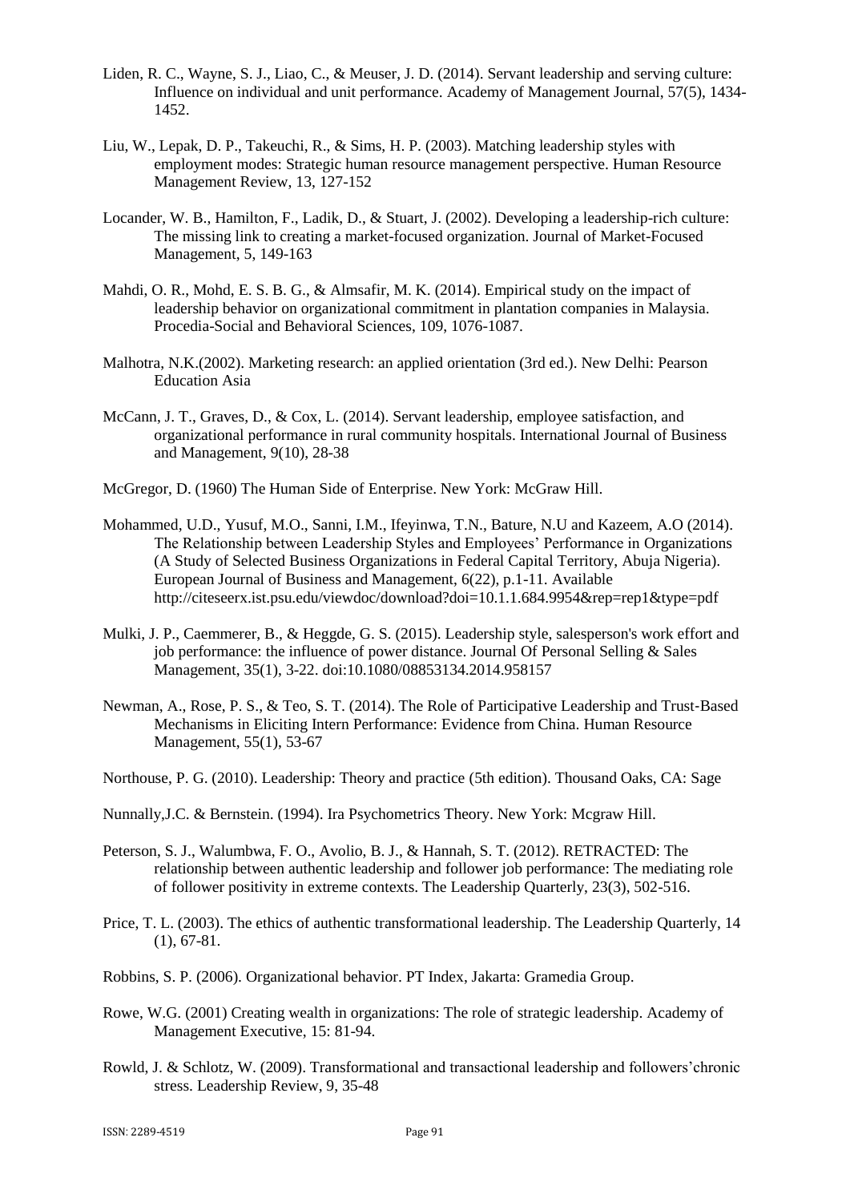Liden, R. C., Wayne, S. J., Liao, C., & Meuser, J. D. (2014). Servant leadership and serving culture: Influence on individual and unit performance. Academy of Management Journal, 57(5), 1434-1452.

Liu, W., Lepak, D. P., Takeuchi, R., & Sims, H. P. (2003). Matching leadership styles with employment modes: Strategic human resource management perspective. Human Resource Management Review, 13, 127-152

Locander, W. B., Hamilton, F., Ladik, D., & Stuart, J. (2002). Developing a leadership-rich culture: The missing link to creating a market-focused organization. Journal of Market-Focused Management, 5, 149-163

Mahdi, O. R., Mohd, E. S. B. G., & Almsafir, M. K. (2014). Empirical study on the impact of leadership behavior on organizational commitment in plantation companies in Malaysia. Procedia-Social and Behavioral Sciences, 109, 1076-1087.

Malhotra, N.K.(2002). Marketing research: an applied orientation (3rd ed.). New Delhi: Pearson Education Asia

McCann, J. T., Graves, D., & Cox, L. (2014). Servant leadership, employee satisfaction, and organizational performance in rural community hospitals. International Journal of Business and Management, 9(10), 28-38

McGregor, D. (1960) The Human Side of Enterprise. New York: McGraw Hill.

Mohammed, U.D., Yusuf, M.O., Sanni, I.M., Ifeyinwa, T.N., Bature, N.U and Kazeem, A.O (2014). The Relationship between Leadership Styles and Employees' Performance in Organizations (A Study of Selected Business Organizations in Federal Capital Territory, Abuja Nigeria). European Journal of Business and Management, 6(22), p.1-11. Available http://citeseerx.ist.psu.edu/viewdoc/download?doi=10.1.1.684.9954&rep=rep1&type=pdf

Mulki, J. P., Caemmerer, B., & Heggde, G. S. (2015). Leadership style, salesperson's work effort and job performance: the influence of power distance. Journal Of Personal Selling & Sales Management, 35(1), 3-22. doi:10.1080/08853134.2014.958157

Newman, A., Rose, P. S., & Teo, S. T. (2014). The Role of Participative Leadership and Trust-Based Mechanisms in Eliciting Intern Performance: Evidence from China. Human Resource Management, 55(1), 53-67

Northouse, P. G. (2010). Leadership: Theory and practice (5th edition). Thousand Oaks, CA: Sage

Nunnally,J.C. & Bernstein. (1994). Ira Psychometrics Theory. New York: Mcgraw Hill.

Peterson, S. J., Walumbwa, F. O., Avolio, B. J., & Hannah, S. T. (2012). RETRACTED: The relationship between authentic leadership and follower job performance: The mediating role of follower positivity in extreme contexts. The Leadership Quarterly, 23(3), 502-516.

Price, T. L. (2003). The ethics of authentic transformational leadership. The Leadership Quarterly, 14 (1), 67-81.

Robbins, S. P. (2006). Organizational behavior. PT Index, Jakarta: Gramedia Group.

Rowe, W.G. (2001) Creating wealth in organizations: The role of strategic leadership. Academy of Management Executive, 15: 81-94.

Rowld, J. & Schlotz, W. (2009). Transformational and transactional leadership and followers'chronic stress. Leadership Review, 9, 35-48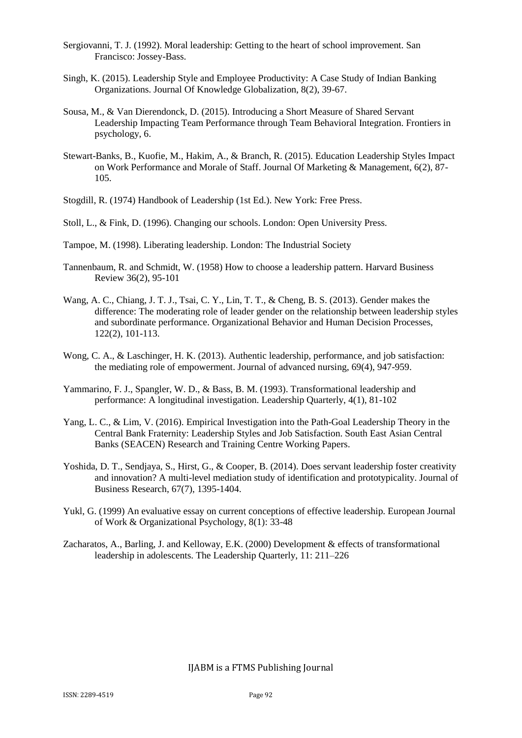Sergiovanni, T. J. (1992). Moral leadership: Getting to the heart of school improvement. San Francisco: Jossey-Bass.

Singh, K. (2015). Leadership Style and Employee Productivity: A Case Study of Indian Banking Organizations. Journal Of Knowledge Globalization, 8(2), 39-67.

Sousa, M., & Van Dierendonck, D. (2015). Introducing a Short Measure of Shared Servant Leadership Impacting Team Performance through Team Behavioral Integration. Frontiers in psychology, 6.

Stewart-Banks, B., Kuofie, M., Hakim, A., & Branch, R. (2015). Education Leadership Styles Impact on Work Performance and Morale of Staff. Journal Of Marketing & Management, 6(2), 87-105.

Stogdill, R. (1974) Handbook of Leadership (1st Ed.). New York: Free Press.

Stoll, L., & Fink, D. (1996). Changing our schools. London: Open University Press.

Tampoe, M. (1998). Liberating leadership. London: The Industrial Society

Tannenbaum, R. and Schmidt, W. (1958) How to choose a leadership pattern. Harvard Business Review 36(2), 95-101

Wang, A. C., Chiang, J. T. J., Tsai, C. Y., Lin, T. T., & Cheng, B. S. (2013). Gender makes the difference: The moderating role of leader gender on the relationship between leadership styles and subordinate performance. Organizational Behavior and Human Decision Processes, 122(2), 101-113.

Wong, C. A., & Laschinger, H. K. (2013). Authentic leadership, performance, and job satisfaction: the mediating role of empowerment. Journal of advanced nursing, 69(4), 947-959.

Yammarino, F. J., Spangler, W. D., & Bass, B. M. (1993). Transformational leadership and performance: A longitudinal investigation. Leadership Quarterly, 4(1), 81-102

Yang, L. C., & Lim, V. (2016). Empirical Investigation into the Path-Goal Leadership Theory in the Central Bank Fraternity: Leadership Styles and Job Satisfaction. South East Asian Central Banks (SEACEN) Research and Training Centre Working Papers.

Yoshida, D. T., Sendjaya, S., Hirst, G., & Cooper, B. (2014). Does servant leadership foster creativity and innovation? A multi-level mediation study of identification and prototypicality. Journal of Business Research, 67(7), 1395-1404.

Yukl, G. (1999) An evaluative essay on current conceptions of effective leadership. European Journal of Work & Organizational Psychology, 8(1): 33-48

Zacharatos, A., Barling, J. and Kelloway, E.K. (2000) Development & effects of transformational leadership in adolescents. The Leadership Quarterly, 11: 211–226